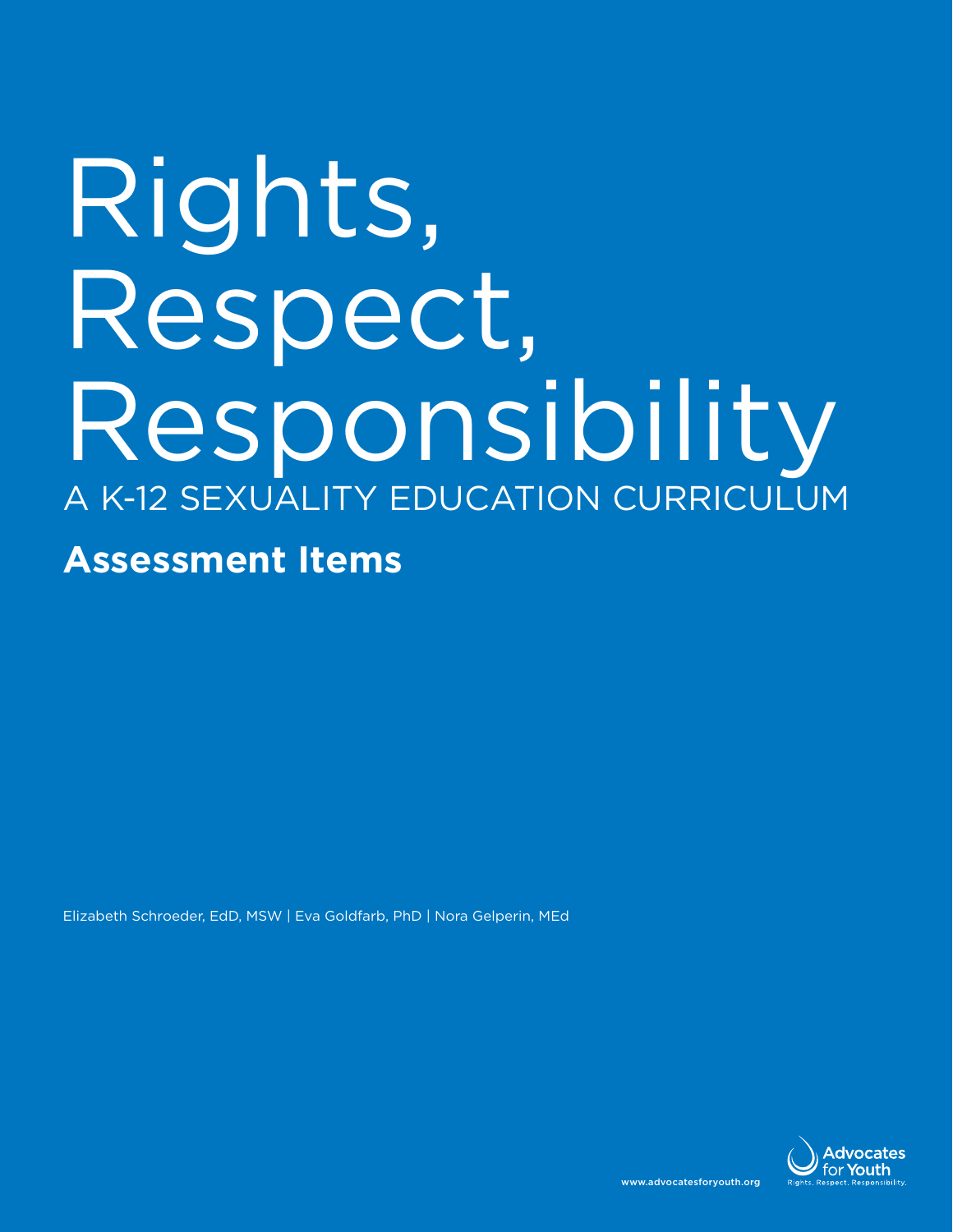# Rights, Respect, Responsibility

A K-12 SEXUALITY EDUCATION CURRICULUM

## Assessment Items

Elizabeth Schroeder, EdD, MSW | Eva Goldfarb, PhD | Nora Gelperin, MEd

www.advocatesforyouth.org

Advocates for Youth

Rights. Respect. Responsibility.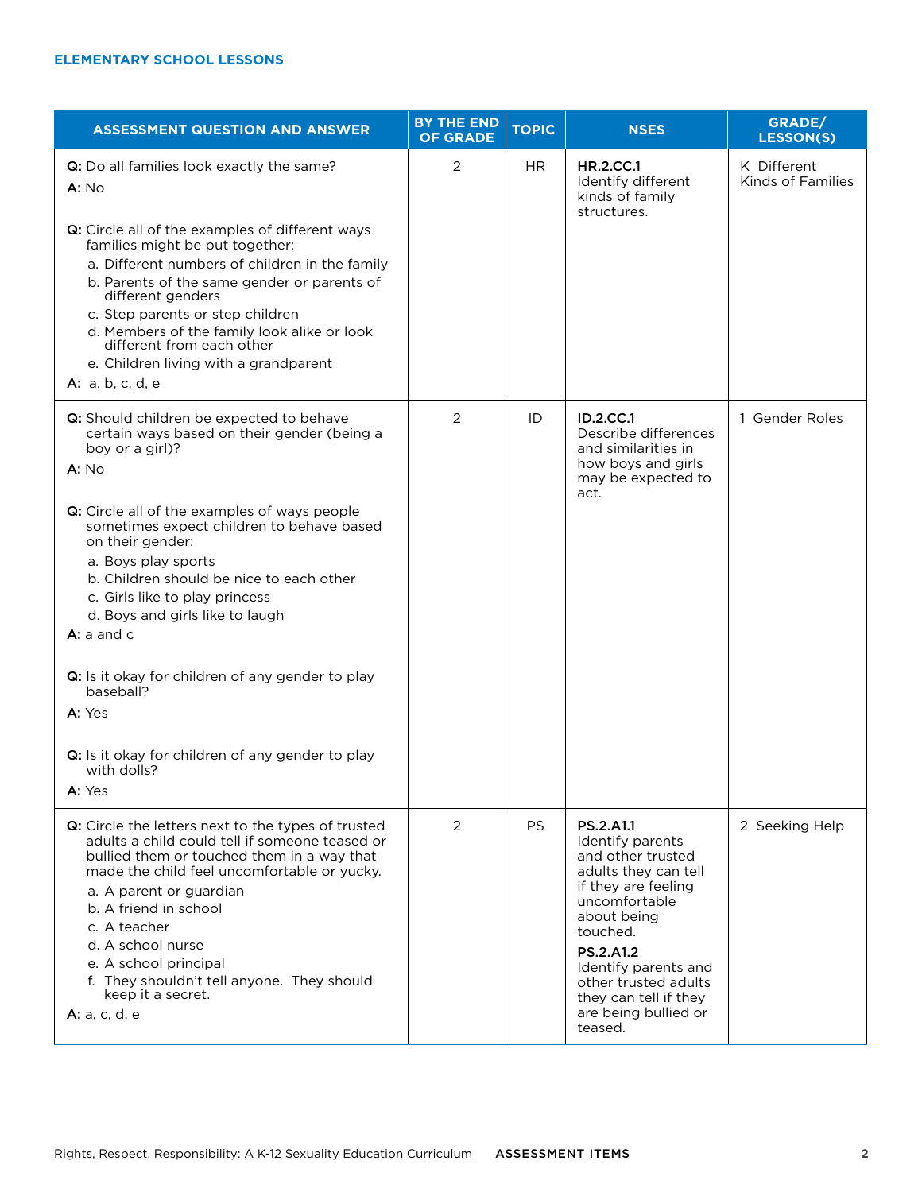### ELEMENTARY SCHOOL LESSONS

| ASSESSMENT QUESTION AND ANSWER | BY THE END OF GRADE | TOPIC | NSES | GRADE/ LESSON(S) |
|---|---|---|---|---|
| **Q:** Do all families look exactly the same?<br>**A:** No<br><br>**Q:** Circle all of the examples of different ways families might be put together:<br>a. Different numbers of children in the family<br>b. Parents of the same gender or parents of different genders<br>c. Step parents or step children<br>d. Members of the family look alike or look different from each other<br>e. Children living with a grandparent<br>**A:** a, b, c, d, e | 2 | HR | **HR.2.CC.1**<br>Identify different kinds of family structures. | K Different Kinds of Families |
| **Q:** Should children be expected to behave certain ways based on their gender (being a boy or a girl)?<br>**A:** No<br><br>**Q:** Circle all of the examples of ways people sometimes expect children to behave based on their gender:<br>a. Boys play sports<br>b. Children should be nice to each other<br>c. Girls like to play princess<br>d. Boys and girls like to laugh<br>**A:** a and c<br><br>**Q:** Is it okay for children of any gender to play baseball?<br>**A:** Yes<br><br>**Q:** Is it okay for children of any gender to play with dolls?<br>**A:** Yes | 2 | ID | **ID.2.CC.1**<br>Describe differences and similarities in how boys and girls may be expected to act. | 1 Gender Roles |
| **Q:** Circle the letters next to the types of trusted adults a child could tell if someone teased or bullied them or touched them in a way that made the child feel uncomfortable or yucky.<br>a. A parent or guardian<br>b. A friend in school<br>c. A teacher<br>d. A school nurse<br>e. A school principal<br>f. They shouldn't tell anyone. They should keep it a secret.<br>**A:** a, c, d, e | 2 | PS | **PS.2.A1.1**<br>Identify parents and other trusted adults they can tell if they are feeling uncomfortable about being touched.<br>**PS.2.A1.2**<br>Identify parents and other trusted adults they can tell if they are being bullied or teased. | 2 Seeking Help |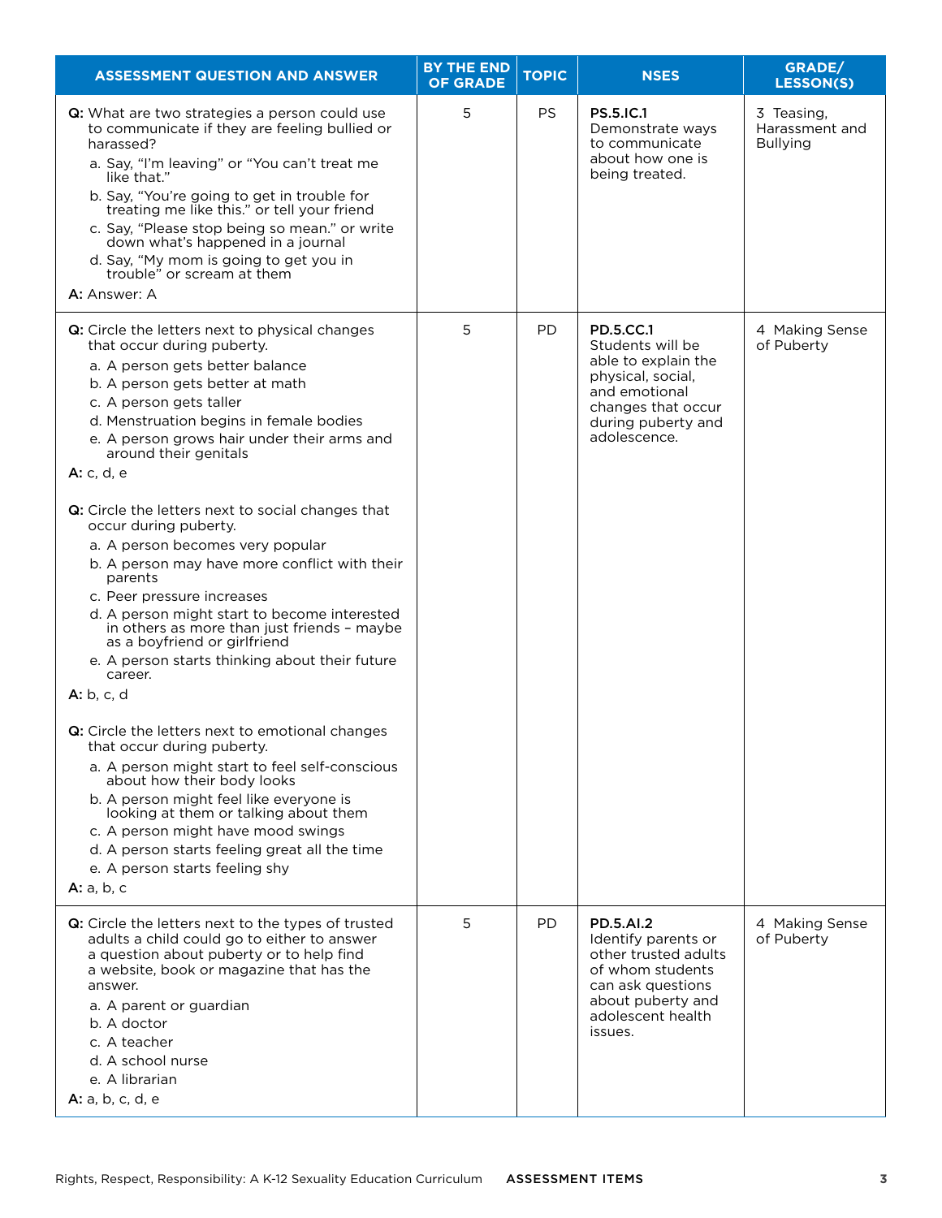| ASSESSMENT QUESTION AND ANSWER | BY THE END OF GRADE | TOPIC | NSES | GRADE/ LESSON(S) |
|---|---|---|---|---|
| **Q:** What are two strategies a person could use to communicate if they are feeling bullied or harassed?<br>a. Say, "I'm leaving" or "You can't treat me like that."<br>b. Say, "You're going to get in trouble for treating me like this." or tell your friend<br>c. Say, "Please stop being so mean." or write down what's happened in a journal<br>d. Say, "My mom is going to get you in trouble" or scream at them<br>**A:** Answer: A | 5 | PS | **PS.5.IC.1** Demonstrate ways to communicate about how one is being treated. | 3 Teasing, Harassment and Bullying |
| **Q:** Circle the letters next to physical changes that occur during puberty.<br>a. A person gets better balance<br>b. A person gets better at math<br>c. A person gets taller<br>d. Menstruation begins in female bodies<br>e. A person grows hair under their arms and around their genitals<br>**A:** c, d, e<br><br>**Q:** Circle the letters next to social changes that occur during puberty.<br>a. A person becomes very popular<br>b. A person may have more conflict with their parents<br>c. Peer pressure increases<br>d. A person might start to become interested in others as more than just friends – maybe as a boyfriend or girlfriend<br>e. A person starts thinking about their future career.<br>**A:** b, c, d<br><br>**Q:** Circle the letters next to emotional changes that occur during puberty.<br>a. A person might start to feel self-conscious about how their body looks<br>b. A person might feel like everyone is looking at them or talking about them<br>c. A person might have mood swings<br>d. A person starts feeling great all the time<br>e. A person starts feeling shy<br>**A:** a, b, c | 5 | PD | **PD.5.CC.1** Students will be able to explain the physical, social, and emotional changes that occur during puberty and adolescence. | 4 Making Sense of Puberty |
| **Q:** Circle the letters next to the types of trusted adults a child could go to either to answer a question about puberty or to help find a website, book or magazine that has the answer.<br>a. A parent or guardian<br>b. A doctor<br>c. A teacher<br>d. A school nurse<br>e. A librarian<br>**A:** a, b, c, d, e | 5 | PD | **PD.5.AI.2** Identify parents or other trusted adults of whom students can ask questions about puberty and adolescent health issues. | 4 Making Sense of Puberty |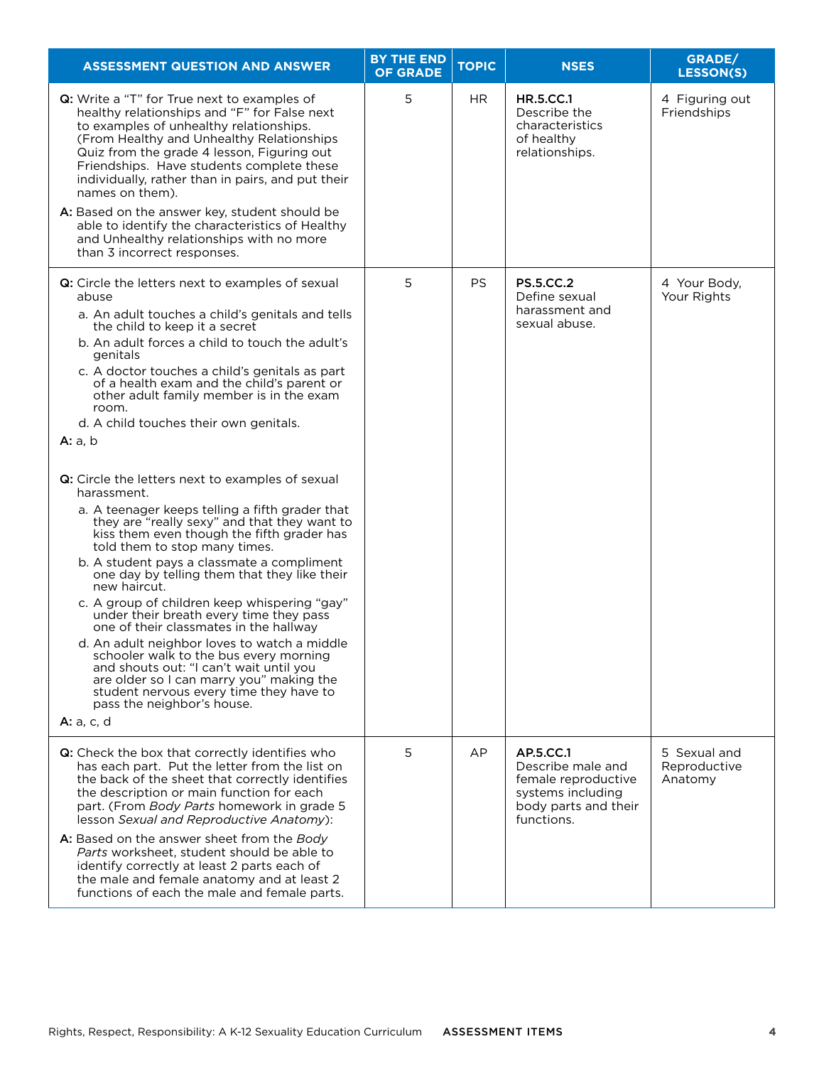| ASSESSMENT QUESTION AND ANSWER | BY THE END OF GRADE | TOPIC | NSES | GRADE/ LESSON(S) |
|---|---|---|---|---|
| **Q:** Write a "T" for True next to examples of healthy relationships and "F" for False next to examples of unhealthy relationships. (From Healthy and Unhealthy Relationships Quiz from the grade 4 lesson, Figuring out Friendships. Have students complete these individually, rather than in pairs, and put their names on them).<br><br>**A:** Based on the answer key, student should be able to identify the characteristics of Healthy and Unhealthy relationships with no more than 3 incorrect responses. | 5 | HR | **HR.5.CC.1** Describe the characteristics of healthy relationships. | 4 Figuring out Friendships |
| **Q:** Circle the letters next to examples of sexual abuse<br>a. An adult touches a child's genitals and tells the child to keep it a secret<br>b. An adult forces a child to touch the adult's genitals<br>c. A doctor touches a child's genitals as part of a health exam and the child's parent or other adult family member is in the exam room.<br>d. A child touches their own genitals.<br>**A:** a, b<br><br>**Q:** Circle the letters next to examples of sexual harassment.<br>a. A teenager keeps telling a fifth grader that they are "really sexy" and that they want to kiss them even though the fifth grader has told them to stop many times.<br>b. A student pays a classmate a compliment one day by telling them that they like their new haircut.<br>c. A group of children keep whispering "gay" under their breath every time they pass one of their classmates in the hallway<br>d. An adult neighbor loves to watch a middle schooler walk to the bus every morning and shouts out: "I can't wait until you are older so I can marry you" making the student nervous every time they have to pass the neighbor's house.<br>**A:** a, c, d | 5 | PS | **PS.5.CC.2** Define sexual harassment and sexual abuse. | 4 Your Body, Your Rights |
| **Q:** Check the box that correctly identifies who has each part. Put the letter from the list on the back of the sheet that correctly identifies the description or main function for each part. (From *Body Parts* homework in grade 5 lesson *Sexual and Reproductive Anatomy*):<br><br>**A:** Based on the answer sheet from the *Body Parts* worksheet, student should be able to identify correctly at least 2 parts each of the male and female anatomy and at least 2 functions of each the male and female parts. | 5 | AP | **AP.5.CC.1** Describe male and female reproductive systems including body parts and their functions. | 5 Sexual and Reproductive Anatomy |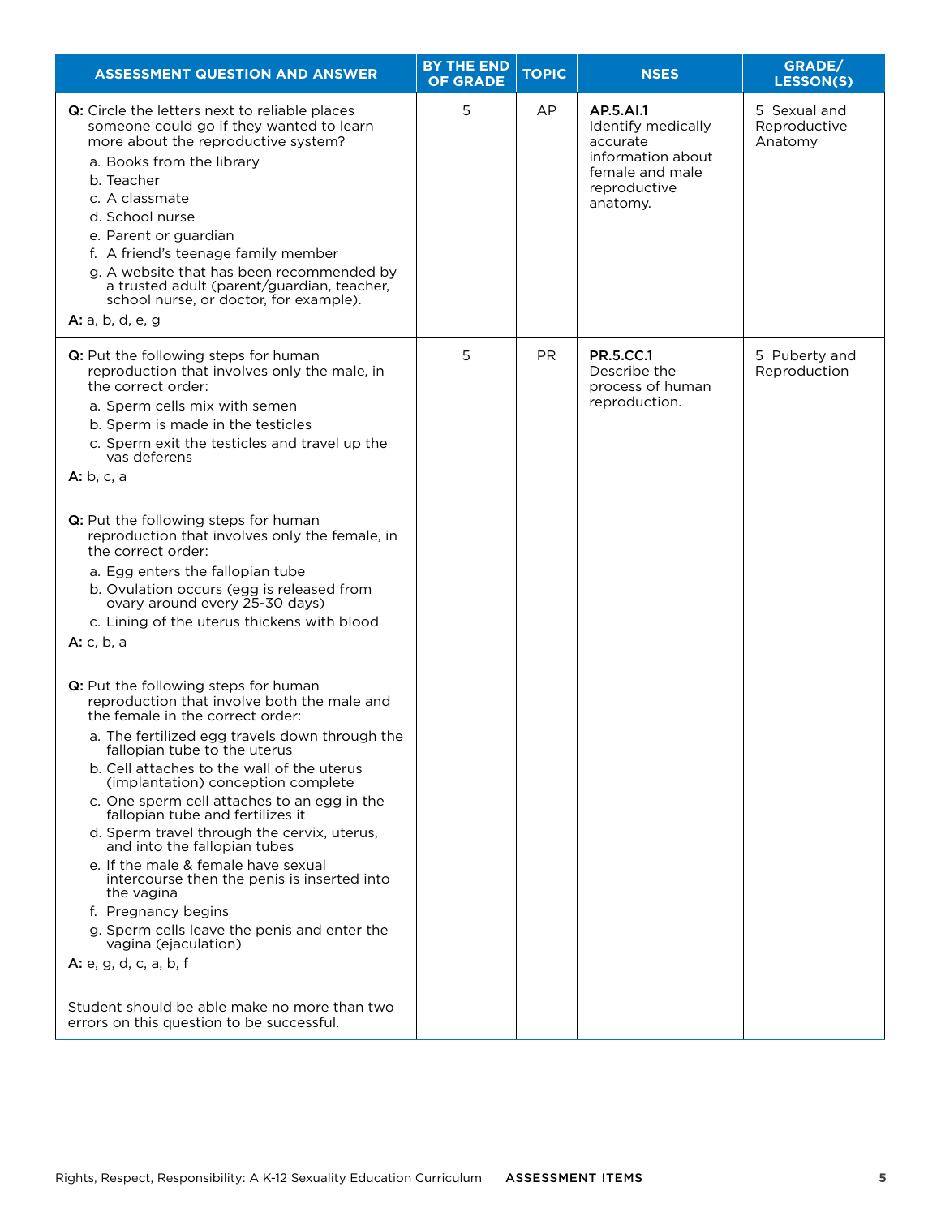| ASSESSMENT QUESTION AND ANSWER | BY THE END OF GRADE | TOPIC | NSES | GRADE/ LESSON(S) |
| --- | --- | --- | --- | --- |
| **Q:** Circle the letters next to reliable places someone could go if they wanted to learn more about the reproductive system?<br>a. Books from the library<br>b. Teacher<br>c. A classmate<br>d. School nurse<br>e. Parent or guardian<br>f. A friend's teenage family member<br>g. A website that has been recommended by a trusted adult (parent/guardian, teacher, school nurse, or doctor, for example).<br>**A:** a, b, d, e, g | 5 | AP | **AP.5.AI.1** Identify medically accurate information about female and male reproductive anatomy. | 5 Sexual and Reproductive Anatomy |
| **Q:** Put the following steps for human reproduction that involves only the male, in the correct order:<br>a. Sperm cells mix with semen<br>b. Sperm is made in the testicles<br>c. Sperm exit the testicles and travel up the vas deferens<br>**A:** b, c, a<br><br>**Q:** Put the following steps for human reproduction that involves only the female, in the correct order:<br>a. Egg enters the fallopian tube<br>b. Ovulation occurs (egg is released from ovary around every 25-30 days)<br>c. Lining of the uterus thickens with blood<br>**A:** c, b, a<br><br>**Q:** Put the following steps for human reproduction that involve both the male and the female in the correct order:<br>a. The fertilized egg travels down through the fallopian tube to the uterus<br>b. Cell attaches to the wall of the uterus (implantation) conception complete<br>c. One sperm cell attaches to an egg in the fallopian tube and fertilizes it<br>d. Sperm travel through the cervix, uterus, and into the fallopian tubes<br>e. If the male & female have sexual intercourse then the penis is inserted into the vagina<br>f. Pregnancy begins<br>g. Sperm cells leave the penis and enter the vagina (ejaculation)<br>**A:** e, g, d, c, a, b, f<br><br>Student should be able make no more than two errors on this question to be successful. | 5 | PR | **PR.5.CC.1** Describe the process of human reproduction. | 5 Puberty and Reproduction |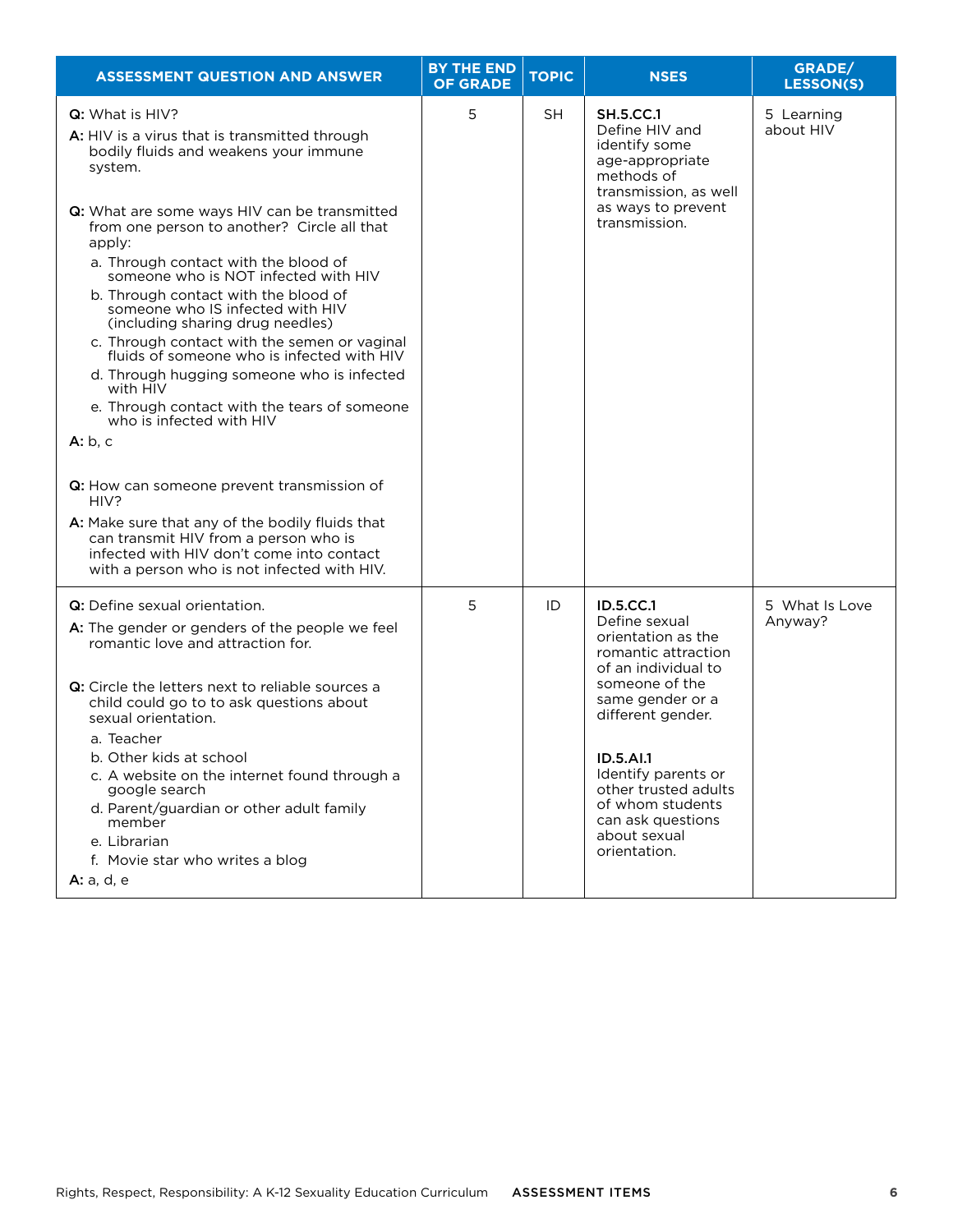| ASSESSMENT QUESTION AND ANSWER | BY THE END OF GRADE | TOPIC | NSES | GRADE/ LESSON(S) |
|---|---|---|---|---|
| **Q:** What is HIV?<br>**A:** HIV is a virus that is transmitted through bodily fluids and weakens your immune system.<br><br>**Q:** What are some ways HIV can be transmitted from one person to another? Circle all that apply:<br>a. Through contact with the blood of someone who is NOT infected with HIV<br>b. Through contact with the blood of someone who IS infected with HIV (including sharing drug needles)<br>c. Through contact with the semen or vaginal fluids of someone who is infected with HIV<br>d. Through hugging someone who is infected with HIV<br>e. Through contact with the tears of someone who is infected with HIV<br>**A:** b, c<br><br>**Q:** How can someone prevent transmission of HIV?<br>**A:** Make sure that any of the bodily fluids that can transmit HIV from a person who is infected with HIV don't come into contact with a person who is not infected with HIV. | 5 | SH | **SH.5.CC.1**<br>Define HIV and identify some age-appropriate methods of transmission, as well as ways to prevent transmission. | 5 Learning about HIV |
| **Q:** Define sexual orientation.<br>**A:** The gender or genders of the people we feel romantic love and attraction for.<br><br>**Q:** Circle the letters next to reliable sources a child could go to to ask questions about sexual orientation.<br>a. Teacher<br>b. Other kids at school<br>c. A website on the internet found through a google search<br>d. Parent/guardian or other adult family member<br>e. Librarian<br>f. Movie star who writes a blog<br>**A:** a, d, e | 5 | ID | **ID.5.CC.1**<br>Define sexual orientation as the romantic attraction of an individual to someone of the same gender or a different gender.<br><br>**ID.5.AI.1**<br>Identify parents or other trusted adults of whom students can ask questions about sexual orientation. | 5 What Is Love Anyway? |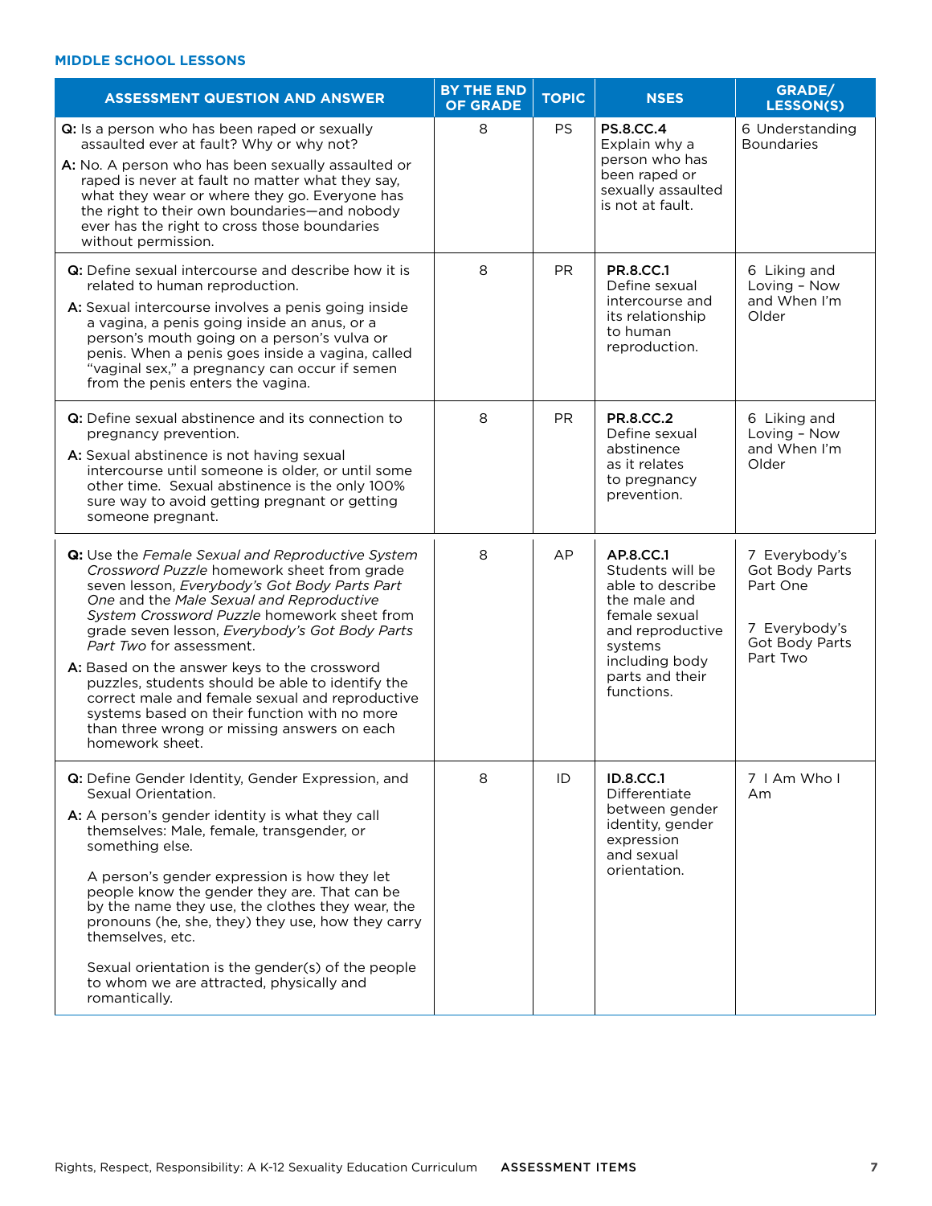### MIDDLE SCHOOL LESSONS

| ASSESSMENT QUESTION AND ANSWER | BY THE END OF GRADE | TOPIC | NSES | GRADE/ LESSON(S) |
|---|---|---|---|---|
| **Q:** Is a person who has been raped or sexually assaulted ever at fault? Why or why not?<br>**A:** No. A person who has been sexually assaulted or raped is never at fault no matter what they say, what they wear or where they go. Everyone has the right to their own boundaries—and nobody ever has the right to cross those boundaries without permission. | 8 | PS | **PS.8.CC.4** Explain why a person who has been raped or sexually assaulted is not at fault. | 6 Understanding Boundaries |
| **Q:** Define sexual intercourse and describe how it is related to human reproduction.<br>**A:** Sexual intercourse involves a penis going inside a vagina, a penis going inside an anus, or a person's mouth going on a person's vulva or penis. When a penis goes inside a vagina, called "vaginal sex," a pregnancy can occur if semen from the penis enters the vagina. | 8 | PR | **PR.8.CC.1** Define sexual intercourse and its relationship to human reproduction. | 6 Liking and Loving – Now and When I'm Older |
| **Q:** Define sexual abstinence and its connection to pregnancy prevention.<br>**A:** Sexual abstinence is not having sexual intercourse until someone is older, or until some other time. Sexual abstinence is the only 100% sure way to avoid getting pregnant or getting someone pregnant. | 8 | PR | **PR.8.CC.2** Define sexual abstinence as it relates to pregnancy prevention. | 6 Liking and Loving – Now and When I'm Older |
| **Q:** Use the *Female Sexual and Reproductive System Crossword Puzzle* homework sheet from grade seven lesson, *Everybody's Got Body Parts Part One* and the *Male Sexual and Reproductive System Crossword Puzzle* homework sheet from grade seven lesson, *Everybody's Got Body Parts Part Two* for assessment.<br>**A:** Based on the answer keys to the crossword puzzles, students should be able to identify the correct male and female sexual and reproductive systems based on their function with no more than three wrong or missing answers on each homework sheet. | 8 | AP | **AP.8.CC.1** Students will be able to describe the male and female sexual and reproductive systems including body parts and their functions. | 7 Everybody's Got Body Parts Part One<br><br>7 Everybody's Got Body Parts Part Two |
| **Q:** Define Gender Identity, Gender Expression, and Sexual Orientation.<br>**A:** A person's gender identity is what they call themselves: Male, female, transgender, or something else.<br><br>A person's gender expression is how they let people know the gender they are. That can be by the name they use, the clothes they wear, the pronouns (he, she, they) they use, how they carry themselves, etc.<br><br>Sexual orientation is the gender(s) of the people to whom we are attracted, physically and romantically. | 8 | ID | **ID.8.CC.1** Differentiate between gender identity, gender expression and sexual orientation. | 7 I Am Who I Am |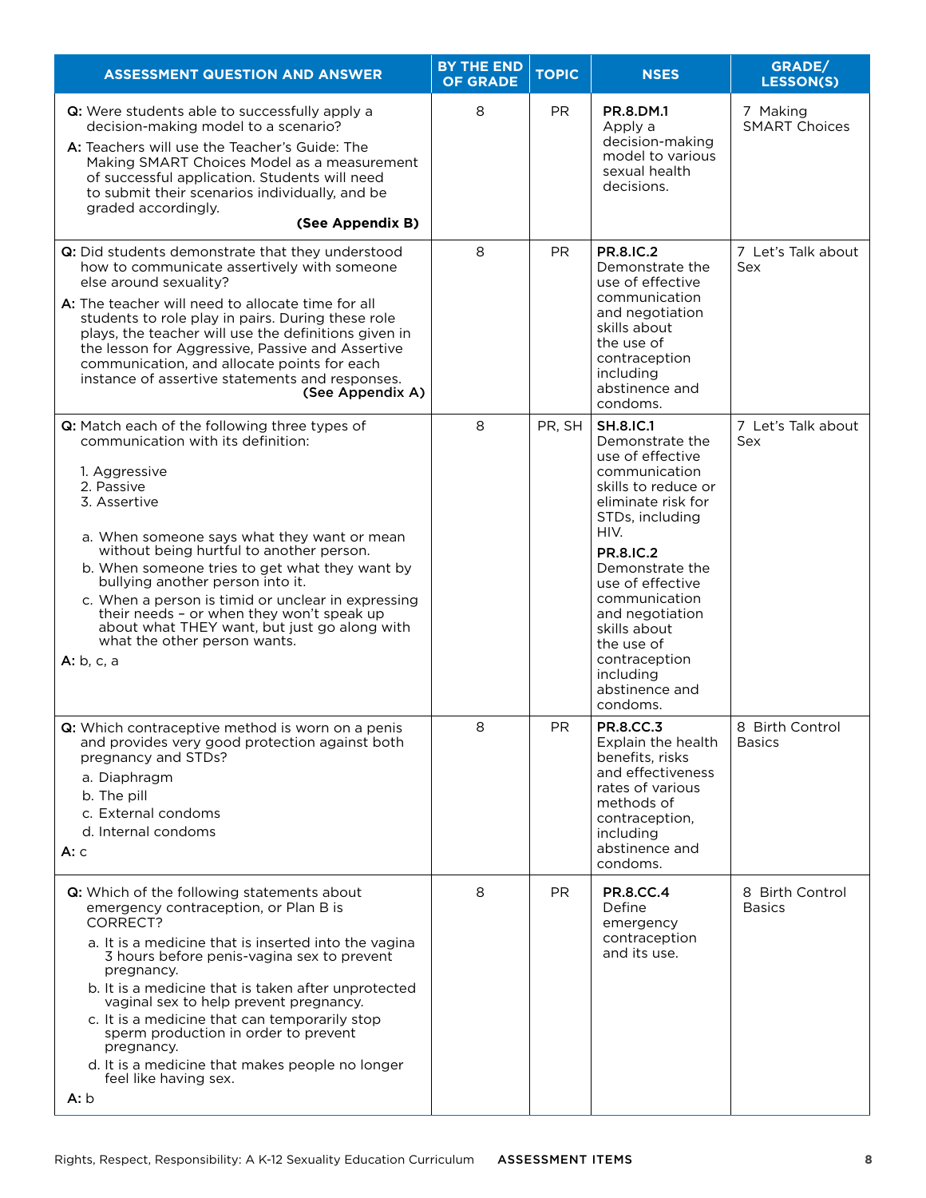| ASSESSMENT QUESTION AND ANSWER | BY THE END OF GRADE | TOPIC | NSES | GRADE/ LESSON(S) |
|---|---|---|---|---|
| **Q:** Were students able to successfully apply a decision-making model to a scenario?<br>**A:** Teachers will use the Teacher's Guide: The Making SMART Choices Model as a measurement of successful application. Students will need to submit their scenarios individually, and be graded accordingly.<br>**(See Appendix B)** | 8 | PR | **PR.8.DM.1** Apply a decision-making model to various sexual health decisions. | 7 Making SMART Choices |
| **Q:** Did students demonstrate that they understood how to communicate assertively with someone else around sexuality?<br>**A:** The teacher will need to allocate time for all students to role play in pairs. During these role plays, the teacher will use the definitions given in the lesson for Aggressive, Passive and Assertive communication, and allocate points for each instance of assertive statements and responses.<br>**(See Appendix A)** | 8 | PR | **PR.8.IC.2** Demonstrate the use of effective communication and negotiation skills about the use of contraception including abstinence and condoms. | 7 Let's Talk about Sex |
| **Q:** Match each of the following three types of communication with its definition:<br>1. Aggressive<br>2. Passive<br>3. Assertive<br>a. When someone says what they want or mean without being hurtful to another person.<br>b. When someone tries to get what they want by bullying another person into it.<br>c. When a person is timid or unclear in expressing their needs – or when they won't speak up about what THEY want, but just go along with what the other person wants.<br>**A:** b, c, a | 8 | PR, SH | **SH.8.IC.1** Demonstrate the use of effective communication skills to reduce or eliminate risk for STDs, including HIV.<br>**PR.8.IC.2** Demonstrate the use of effective communication and negotiation skills about the use of contraception including abstinence and condoms. | 7 Let's Talk about Sex |
| **Q:** Which contraceptive method is worn on a penis and provides very good protection against both pregnancy and STDs?<br>a. Diaphragm<br>b. The pill<br>c. External condoms<br>d. Internal condoms<br>**A:** c | 8 | PR | **PR.8.CC.3** Explain the health benefits, risks and effectiveness rates of various methods of contraception, including abstinence and condoms. | 8 Birth Control Basics |
| **Q:** Which of the following statements about emergency contraception, or Plan B is CORRECT?<br>a. It is a medicine that is inserted into the vagina 3 hours before penis-vagina sex to prevent pregnancy.<br>b. It is a medicine that is taken after unprotected vaginal sex to help prevent pregnancy.<br>c. It is a medicine that can temporarily stop sperm production in order to prevent pregnancy.<br>d. It is a medicine that makes people no longer feel like having sex.<br>**A:** b | 8 | PR | **PR.8.CC.4** Define emergency contraception and its use. | 8 Birth Control Basics |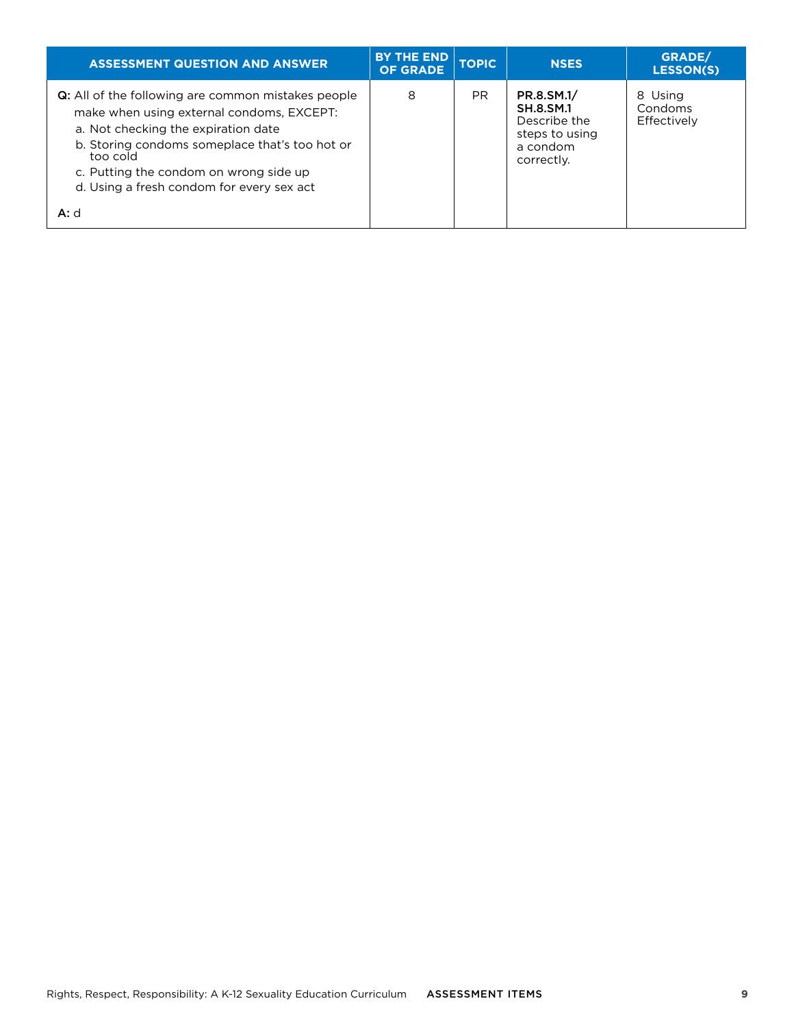| ASSESSMENT QUESTION AND ANSWER | BY THE END OF GRADE | TOPIC | NSES | GRADE/ LESSON(S) |
|---|---|---|---|---|
| **Q:** All of the following are common mistakes people make when using external condoms, EXCEPT:<br>a. Not checking the expiration date<br>b. Storing condoms someplace that's too hot or too cold<br>c. Putting the condom on wrong side up<br>d. Using a fresh condom for every sex act<br><br>**A:** d | 8 | PR | **PR.8.SM.1/ SH.8.SM.1** Describe the steps to using a condom correctly. | 8 Using Condoms Effectively |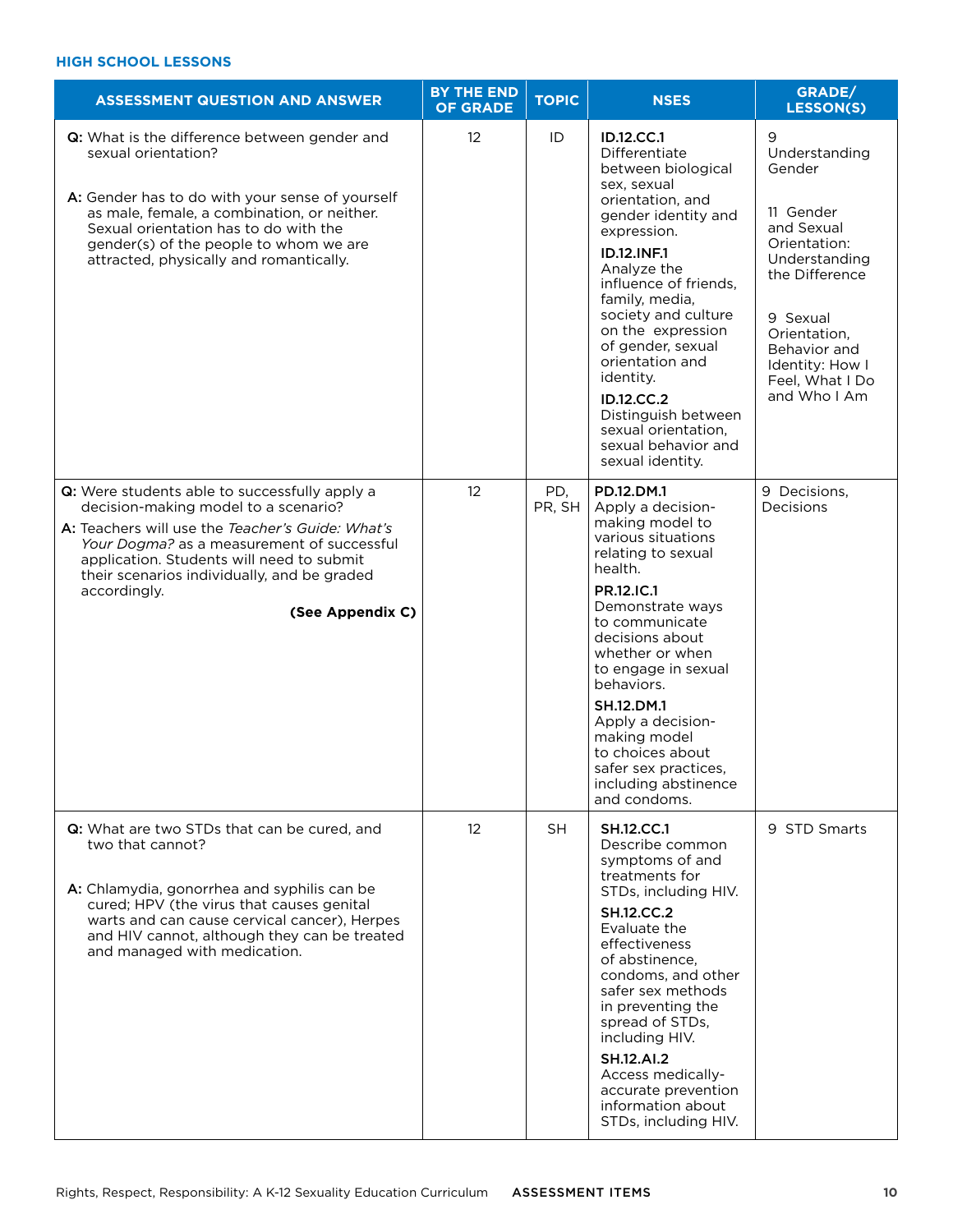### HIGH SCHOOL LESSONS

| ASSESSMENT QUESTION AND ANSWER | BY THE END OF GRADE | TOPIC | NSES | GRADE/ LESSON(S) |
|---|---|---|---|---|
| **Q:** What is the difference between gender and sexual orientation?<br><br>**A:** Gender has to do with your sense of yourself as male, female, a combination, or neither. Sexual orientation has to do with the gender(s) of the people to whom we are attracted, physically and romantically. | 12 | ID | **ID.12.CC.1** Differentiate between biological sex, sexual orientation, and gender identity and expression.<br>**ID.12.INF.1** Analyze the influence of friends, family, media, society and culture on the expression of gender, sexual orientation and identity.<br>**ID.12.CC.2** Distinguish between sexual orientation, sexual behavior and sexual identity. | 9 Understanding Gender<br><br>11 Gender and Sexual Orientation: Understanding the Difference<br><br>9 Sexual Orientation, Behavior and Identity: How I Feel, What I Do and Who I Am |
| **Q:** Were students able to successfully apply a decision-making model to a scenario?<br>**A:** Teachers will use the *Teacher's Guide: What's Your Dogma?* as a measurement of successful application. Students will need to submit their scenarios individually, and be graded accordingly.<br>**(See Appendix C)** | 12 | PD, PR, SH | **PD.12.DM.1** Apply a decision-making model to various situations relating to sexual health.<br>**PR.12.IC.1** Demonstrate ways to communicate decisions about whether or when to engage in sexual behaviors.<br>**SH.12.DM.1** Apply a decision-making model to choices about safer sex practices, including abstinence and condoms. | 9 Decisions, Decisions |
| **Q:** What are two STDs that can be cured, and two that cannot?<br><br>**A:** Chlamydia, gonorrhea and syphilis can be cured; HPV (the virus that causes genital warts and can cause cervical cancer), Herpes and HIV cannot, although they can be treated and managed with medication. | 12 | SH | **SH.12.CC.1** Describe common symptoms of and treatments for STDs, including HIV.<br>**SH.12.CC.2** Evaluate the effectiveness of abstinence, condoms, and other safer sex methods in preventing the spread of STDs, including HIV.<br>**SH.12.AI.2** Access medically-accurate prevention information about STDs, including HIV. | 9 STD Smarts |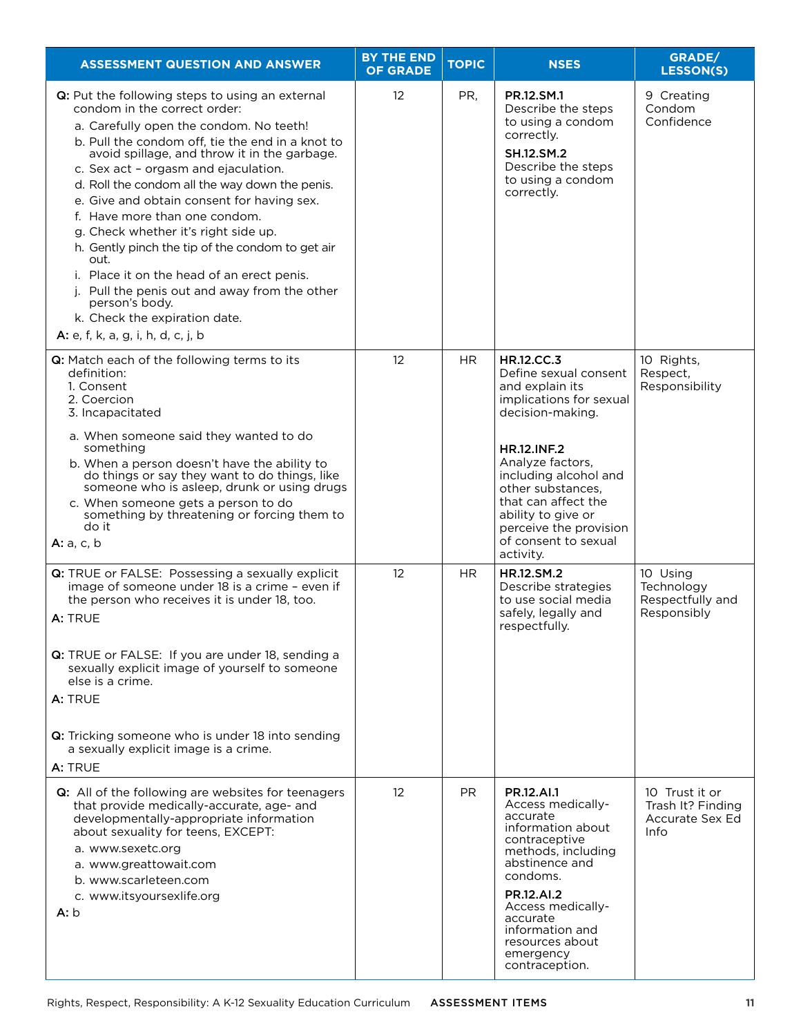| ASSESSMENT QUESTION AND ANSWER | BY THE END OF GRADE | TOPIC | NSES | GRADE/ LESSON(S) |
|---|---|---|---|---|
| **Q:** Put the following steps to using an external condom in the correct order:<br>a. Carefully open the condom. No teeth!<br>b. Pull the condom off, tie the end in a knot to avoid spillage, and throw it in the garbage.<br>c. Sex act – orgasm and ejaculation.<br>d. Roll the condom all the way down the penis.<br>e. Give and obtain consent for having sex.<br>f. Have more than one condom.<br>g. Check whether it's right side up.<br>h. Gently pinch the tip of the condom to get air out.<br>i. Place it on the head of an erect penis.<br>j. Pull the penis out and away from the other person's body.<br>k. Check the expiration date.<br>**A:** e, f, k, a, g, i, h, d, c, j, b | 12 | PR, | **PR.12.SM.1** Describe the steps to using a condom correctly.<br>**SH.12.SM.2** Describe the steps to using a condom correctly. | 9 Creating Condom Confidence |
| **Q:** Match each of the following terms to its definition:<br>1. Consent<br>2. Coercion<br>3. Incapacitated<br>a. When someone said they wanted to do something<br>b. When a person doesn't have the ability to do things or say they want to do things, like someone who is asleep, drunk or using drugs<br>c. When someone gets a person to do something by threatening or forcing them to do it<br>**A:** a, c, b | 12 | HR | **HR.12.CC.3** Define sexual consent and explain its implications for sexual decision-making.<br>**HR.12.INF.2** Analyze factors, including alcohol and other substances, that can affect the ability to give or perceive the provision of consent to sexual activity. | 10 Rights, Respect, Responsibility |
| **Q:** TRUE or FALSE: Possessing a sexually explicit image of someone under 18 is a crime – even if the person who receives it is under 18, too.<br>**A:** TRUE<br>**Q:** TRUE or FALSE: If you are under 18, sending a sexually explicit image of yourself to someone else is a crime.<br>**A:** TRUE<br>**Q:** Tricking someone who is under 18 into sending a sexually explicit image is a crime.<br>**A:** TRUE | 12 | HR | **HR.12.SM.2** Describe strategies to use social media safely, legally and respectfully. | 10 Using Technology Respectfully and Responsibly |
| **Q:** All of the following are websites for teenagers that provide medically-accurate, age- and developmentally-appropriate information about sexuality for teens, EXCEPT:<br>a. www.sexetc.org<br>a. www.greattowait.com<br>b. www.scarleteen.com<br>c. www.itsyoursexlife.org<br>**A:** b | 12 | PR | **PR.12.AI.1** Access medically-accurate information about contraceptive methods, including abstinence and condoms.<br>**PR.12.AI.2** Access medically-accurate information and resources about emergency contraception. | 10 Trust it or Trash It? Finding Accurate Sex Ed Info |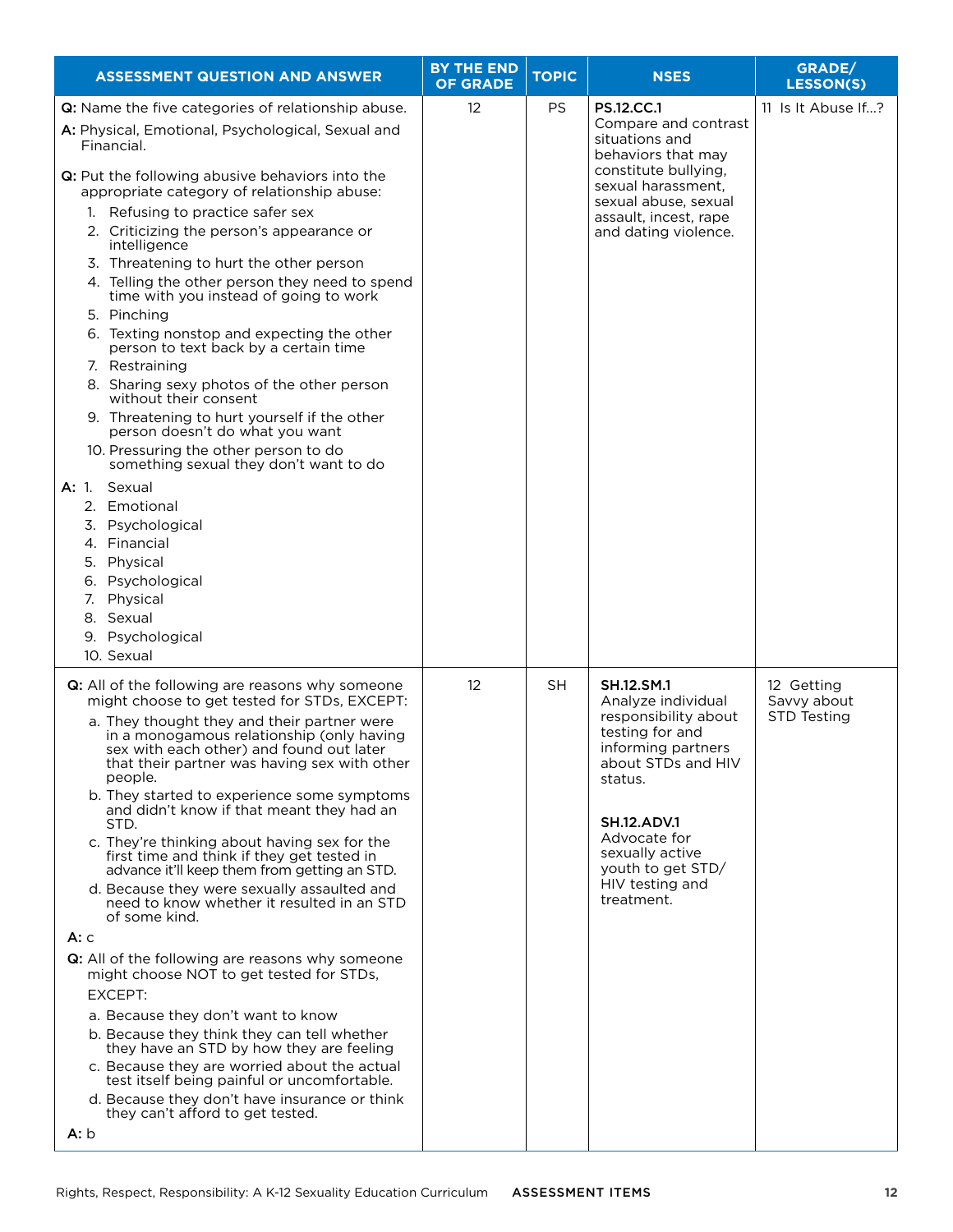| ASSESSMENT QUESTION AND ANSWER | BY THE END OF GRADE | TOPIC | NSES | GRADE/ LESSON(S) |
|---|---|---|---|---|
| **Q:** Name the five categories of relationship abuse.<br>**A:** Physical, Emotional, Psychological, Sexual and Financial.<br><br>**Q:** Put the following abusive behaviors into the appropriate category of relationship abuse:<br>1. Refusing to practice safer sex<br>2. Criticizing the person's appearance or intelligence<br>3. Threatening to hurt the other person<br>4. Telling the other person they need to spend time with you instead of going to work<br>5. Pinching<br>6. Texting nonstop and expecting the other person to text back by a certain time<br>7. Restraining<br>8. Sharing sexy photos of the other person without their consent<br>9. Threatening to hurt yourself if the other person doesn't do what you want<br>10. Pressuring the other person to do something sexual they don't want to do<br><br>**A:** 1. Sexual<br>2. Emotional<br>3. Psychological<br>4. Financial<br>5. Physical<br>6. Psychological<br>7. Physical<br>8. Sexual<br>9. Psychological<br>10. Sexual | 12 | PS | **PS.12.CC.1** Compare and contrast situations and behaviors that may constitute bullying, sexual harassment, sexual abuse, sexual assault, incest, rape and dating violence. | 11 Is It Abuse If...? |
| **Q:** All of the following are reasons why someone might choose to get tested for STDs, EXCEPT:<br>a. They thought they and their partner were in a monogamous relationship (only having sex with each other) and found out later that their partner was having sex with other people.<br>b. They started to experience some symptoms and didn't know if that meant they had an STD.<br>c. They're thinking about having sex for the first time and think if they get tested in advance it'll keep them from getting an STD.<br>d. Because they were sexually assaulted and need to know whether it resulted in an STD of some kind.<br>**A:** c<br><br>**Q:** All of the following are reasons why someone might choose NOT to get tested for STDs, EXCEPT:<br>a. Because they don't want to know<br>b. Because they think they can tell whether they have an STD by how they are feeling<br>c. Because they are worried about the actual test itself being painful or uncomfortable.<br>d. Because they don't have insurance or think they can't afford to get tested.<br>**A:** b | 12 | SH | **SH.12.SM.1** Analyze individual responsibility about testing for and informing partners about STDs and HIV status.<br><br>**SH.12.ADV.1** Advocate for sexually active youth to get STD/ HIV testing and treatment. | 12 Getting Savvy about STD Testing |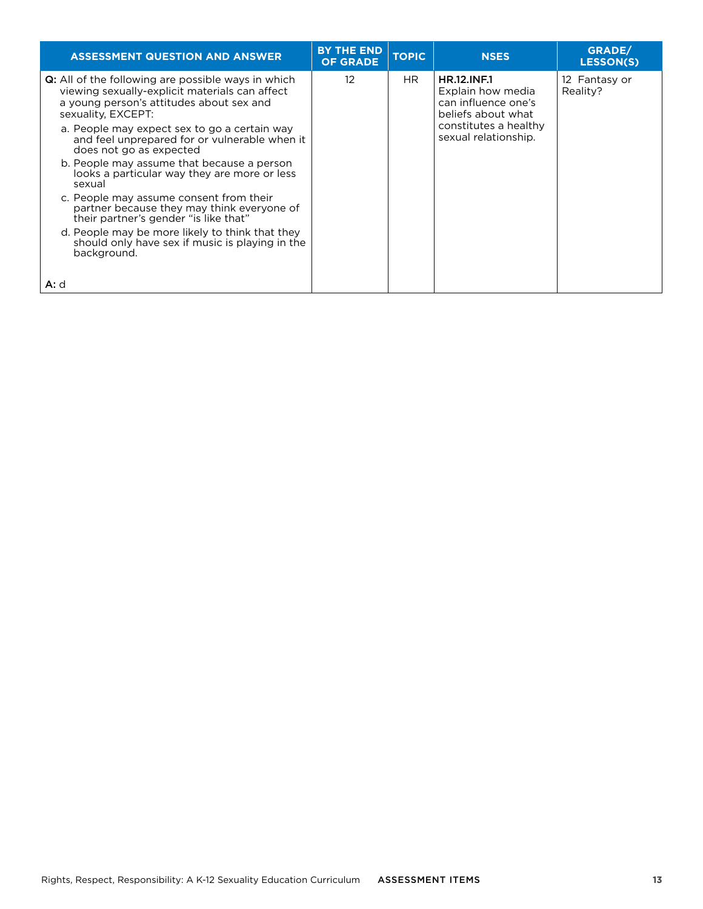| ASSESSMENT QUESTION AND ANSWER | BY THE END OF GRADE | TOPIC | NSES | GRADE/ LESSON(S) |
|---|---|---|---|---|
| **Q:** All of the following are possible ways in which viewing sexually-explicit materials can affect a young person's attitudes about sex and sexuality, EXCEPT:<br>a. People may expect sex to go a certain way and feel unprepared for or vulnerable when it does not go as expected<br>b. People may assume that because a person looks a particular way they are more or less sexual<br>c. People may assume consent from their partner because they may think everyone of their partner's gender "is like that"<br>d. People may be more likely to think that they should only have sex if music is playing in the background.<br><br>**A:** d | 12 | HR | **HR.12.INF.1** Explain how media can influence one's beliefs about what constitutes a healthy sexual relationship. | 12 Fantasy or Reality? |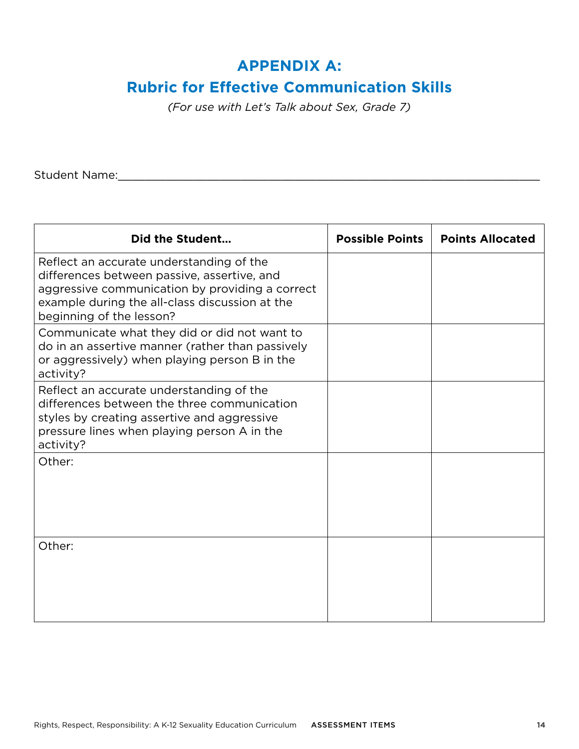# APPENDIX A:
## Rubric for Effective Communication Skills

*(For use with Let's Talk about Sex, Grade 7)*

Student Name:___________________________________________________________

| Did the Student... | Possible Points | Points Allocated |
|---|---|---|
| Reflect an accurate understanding of the differences between passive, assertive, and aggressive communication by providing a correct example during the all-class discussion at the beginning of the lesson? | | |
| Communicate what they did or did not want to do in an assertive manner (rather than passively or aggressively) when playing person B in the activity? | | |
| Reflect an accurate understanding of the differences between the three communication styles by creating assertive and aggressive pressure lines when playing person A in the activity? | | |
| Other: | | |
| Other: | | |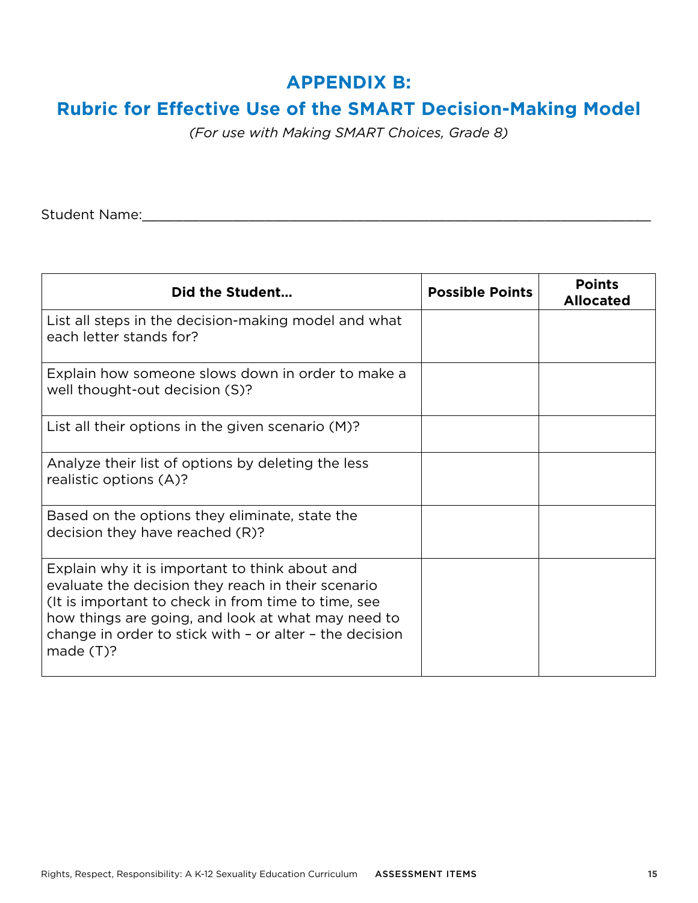# APPENDIX B:
## Rubric for Effective Use of the SMART Decision-Making Model

*(For use with Making SMART Choices, Grade 8)*

Student Name:_______________________________________________________________

| Did the Student... | Possible Points | Points Allocated |
|---|---|---|
| List all steps in the decision-making model and what each letter stands for? | | |
| Explain how someone slows down in order to make a well thought-out decision (S)? | | |
| List all their options in the given scenario (M)? | | |
| Analyze their list of options by deleting the less realistic options (A)? | | |
| Based on the options they eliminate, state the decision they have reached (R)? | | |
| Explain why it is important to think about and evaluate the decision they reach in their scenario (It is important to check in from time to time, see how things are going, and look at what may need to change in order to stick with – or alter – the decision made (T)? | | |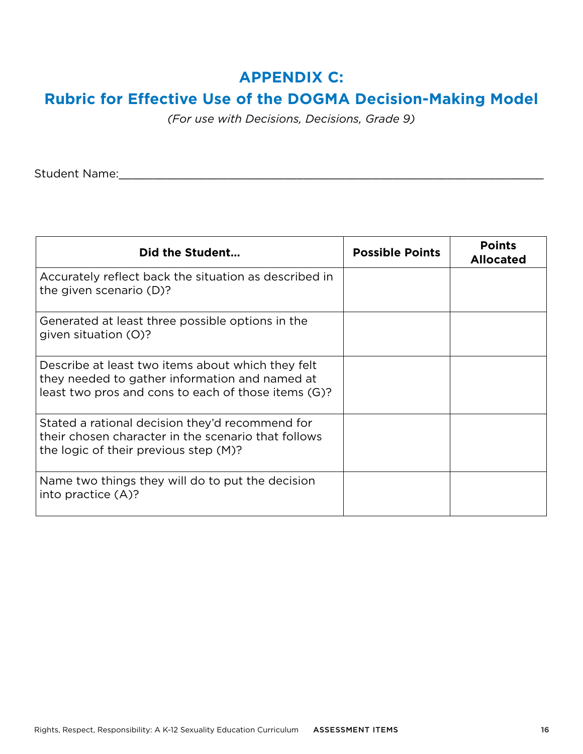# APPENDIX C:
# Rubric for Effective Use of the DOGMA Decision-Making Model

*(For use with Decisions, Decisions, Grade 9)*

Student Name:_______________________________________________________________

| Did the Student... | Possible Points | Points Allocated |
|---|---|---|
| Accurately reflect back the situation as described in the given scenario (D)? | | |
| Generated at least three possible options in the given situation (O)? | | |
| Describe at least two items about which they felt they needed to gather information and named at least two pros and cons to each of those items (G)? | | |
| Stated a rational decision they'd recommend for their chosen character in the scenario that follows the logic of their previous step (M)? | | |
| Name two things they will do to put the decision into practice (A)? | | |